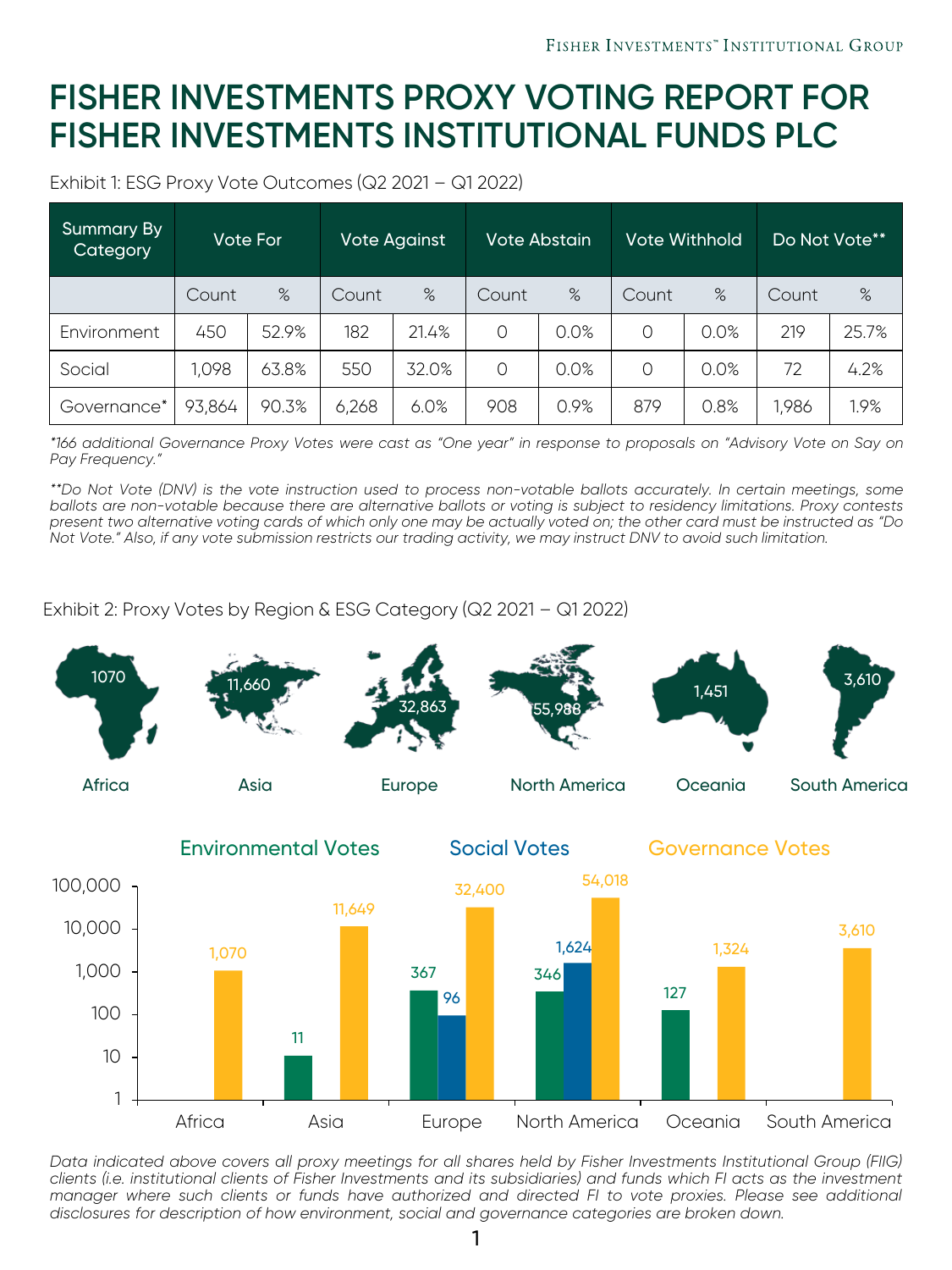# FISHER INVESTMENTS PROXY VOTING REPORT FOR FISHER INVESTMENTS INSTITUTIONAL FUNDS PLC

Exhibit 1: ESG Proxy Vote Outcomes (Q2 2021 – Q1 2022)

| Summary By Category | Vote For | | Vote Against | | Vote Abstain | | Vote Withhold | | Do Not Vote** | |
|---|---|---|---|---|---|---|---|---|---|---|
| | Count | % | Count | % | Count | % | Count | % | Count | % |
| Environment | 450 | 52.9% | 182 | 21.4% | 0 | 0.0% | 0 | 0.0% | 219 | 25.7% |
| Social | 1,098 | 63.8% | 550 | 32.0% | 0 | 0.0% | 0 | 0.0% | 72 | 4.2% |
| Governance* | 93,864 | 90.3% | 6,268 | 6.0% | 908 | 0.9% | 879 | 0.8% | 1,986 | 1.9% |

*\*166 additional Governance Proxy Votes were cast as "One year" in response to proposals on "Advisory Vote on Say on Pay Frequency."*

*\*\*Do Not Vote (DNV) is the vote instruction used to process non-votable ballots accurately. In certain meetings, some ballots are non-votable because there are alternative ballots or voting is subject to residency limitations. Proxy contests present two alternative voting cards of which only one may be actually voted on; the other card must be instructed as "Do Not Vote." Also, if any vote submission restricts our trading activity, we may instruct DNV to avoid such limitation.*

Exhibit 2: Proxy Votes by Region & ESG Category (Q2 2021 – Q1 2022)

| Region | Total |
|---|---|
| Africa | 1070 |
| Asia | 11,660 |
| Europe | 32,863 |
| North America | 55,988 |
| Oceania | 1,451 |
| South America | 3,610 |

| Region | Environmental Votes | Social Votes | Governance Votes |
|---|---|---|---|
| Africa | | | 1,070 |
| Asia | 11 | | 11,649 |
| Europe | 367 | 96 | 32,400 |
| North America | 346 | 1,624 | 54,018 |
| Oceania | 127 | | 1,324 |
| South America | | | 3,610 |

*Data indicated above covers all proxy meetings for all shares held by Fisher Investments Institutional Group (FIIG) clients (i.e. institutional clients of Fisher Investments and its subsidiaries) and funds which FI acts as the investment manager where such clients or funds have authorized and directed FI to vote proxies. Please see additional disclosures for description of how environment, social and governance categories are broken down.*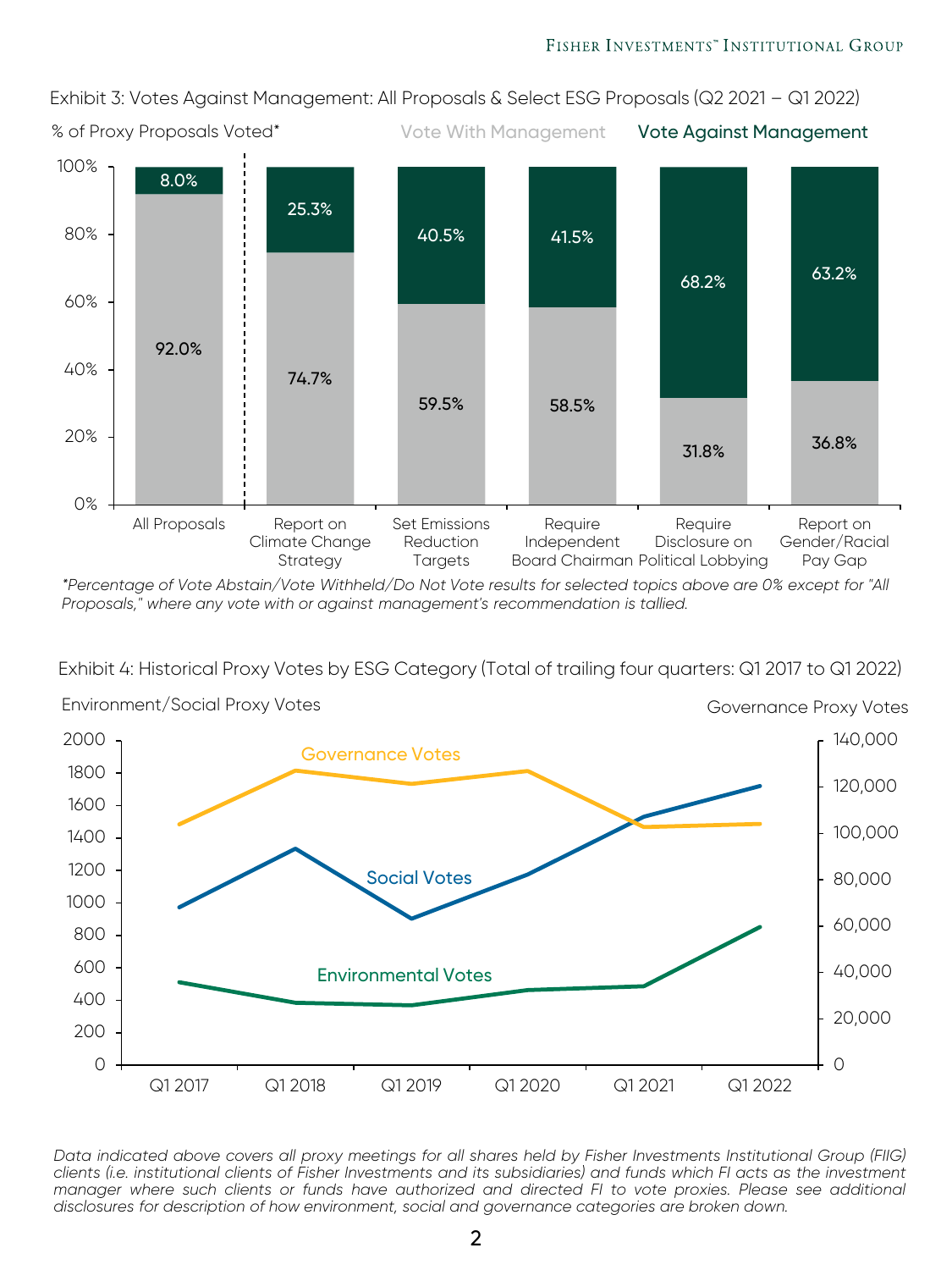Exhibit 3: Votes Against Management: All Proposals & Select ESG Proposals (Q2 2021 – Q1 2022)

% of Proxy Proposals Voted*

| | All Proposals | Report on Climate Change Strategy | Set Emissions Reduction Targets | Require Independent Board Chairman | Require Disclosure on Political Lobbying | Report on Gender/Racial Pay Gap |
|---|---|---|---|---|---|---|
| Vote With Management | 92.0% | 74.7% | 59.5% | 58.5% | 31.8% | 36.8% |
| Vote Against Management | 8.0% | 25.3% | 40.5% | 41.5% | 68.2% | 63.2% |

*Percentage of Vote Abstain/Vote Withheld/Do Not Vote results for selected topics above are 0% except for "All Proposals," where any vote with or against management's recommendation is tallied.*

Exhibit 4: Historical Proxy Votes by ESG Category (Total of trailing four quarters: Q1 2017 to Q1 2022)

Environment/Social Proxy Votes (left axis: 0–2000); Governance Proxy Votes (right axis: 0–140,000)

Series: Governance Votes, Social Votes, Environmental Votes; x-axis: Q1 2017, Q1 2018, Q1 2019, Q1 2020, Q1 2021, Q1 2022

*Data indicated above covers all proxy meetings for all shares held by Fisher Investments Institutional Group (FIIG) clients (i.e. institutional clients of Fisher Investments and its subsidiaries) and funds which FI acts as the investment manager where such clients or funds have authorized and directed FI to vote proxies. Please see additional disclosures for description of how environment, social and governance categories are broken down.*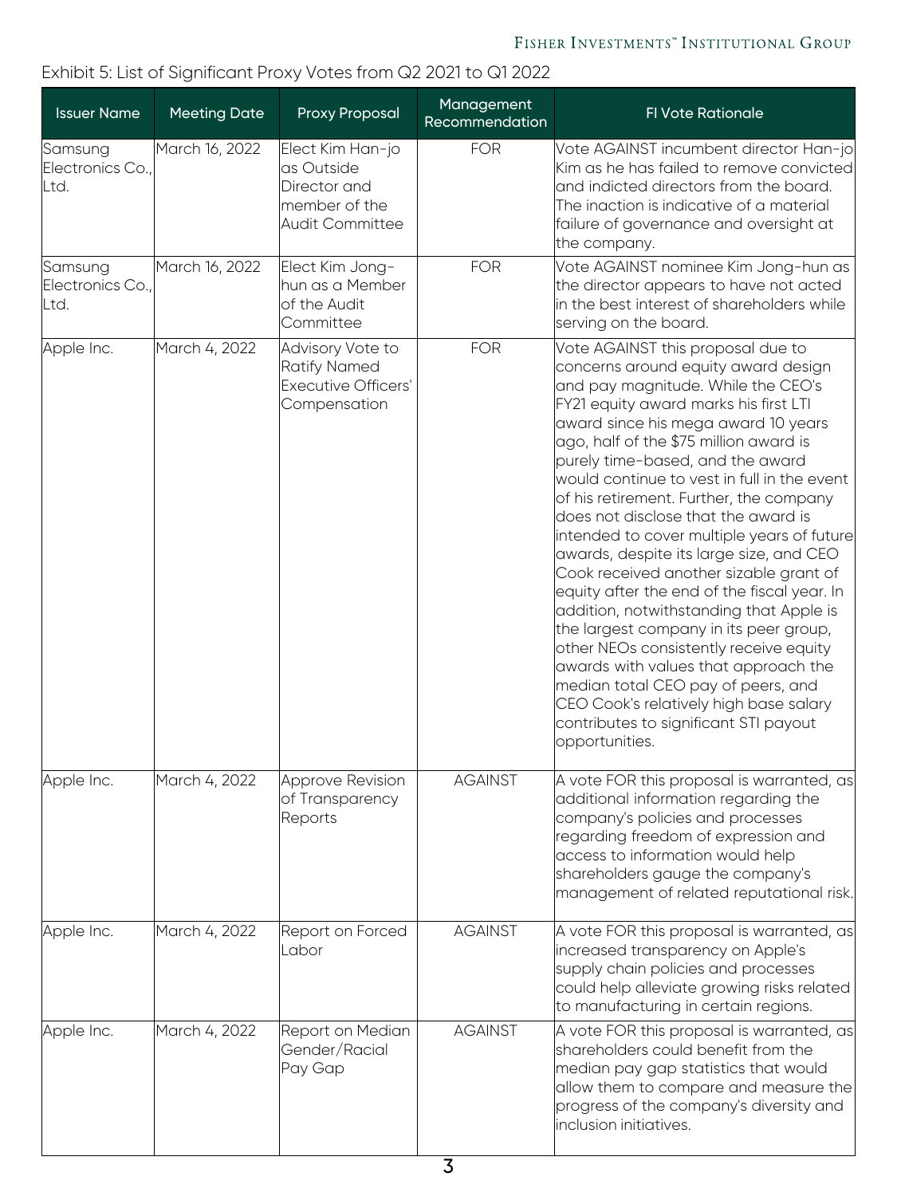Exhibit 5: List of Significant Proxy Votes from Q2 2021 to Q1 2022

| Issuer Name | Meeting Date | Proxy Proposal | Management Recommendation | FI Vote Rationale |
|---|---|---|---|---|
| Samsung Electronics Co., Ltd. | March 16, 2022 | Elect Kim Han-jo as Outside Director and member of the Audit Committee | FOR | Vote AGAINST incumbent director Han-jo Kim as he has failed to remove convicted and indicted directors from the board. The inaction is indicative of a material failure of governance and oversight at the company. |
| Samsung Electronics Co., Ltd. | March 16, 2022 | Elect Kim Jong-hun as a Member of the Audit Committee | FOR | Vote AGAINST nominee Kim Jong-hun as the director appears to have not acted in the best interest of shareholders while serving on the board. |
| Apple Inc. | March 4, 2022 | Advisory Vote to Ratify Named Executive Officers' Compensation | FOR | Vote AGAINST this proposal due to concerns around equity award design and pay magnitude. While the CEO's FY21 equity award marks his first LTI award since his mega award 10 years ago, half of the $75 million award is purely time-based, and the award would continue to vest in full in the event of his retirement. Further, the company does not disclose that the award is intended to cover multiple years of future awards, despite its large size, and CEO Cook received another sizable grant of equity after the end of the fiscal year. In addition, notwithstanding that Apple is the largest company in its peer group, other NEOs consistently receive equity awards with values that approach the median total CEO pay of peers, and CEO Cook's relatively high base salary contributes to significant STI payout opportunities. |
| Apple Inc. | March 4, 2022 | Approve Revision of Transparency Reports | AGAINST | A vote FOR this proposal is warranted, as additional information regarding the company's policies and processes regarding freedom of expression and access to information would help shareholders gauge the company's management of related reputational risk. |
| Apple Inc. | March 4, 2022 | Report on Forced Labor | AGAINST | A vote FOR this proposal is warranted, as increased transparency on Apple's supply chain policies and processes could help alleviate growing risks related to manufacturing in certain regions. |
| Apple Inc. | March 4, 2022 | Report on Median Gender/Racial Pay Gap | AGAINST | A vote FOR this proposal is warranted, as shareholders could benefit from the median pay gap statistics that would allow them to compare and measure the progress of the company's diversity and inclusion initiatives. |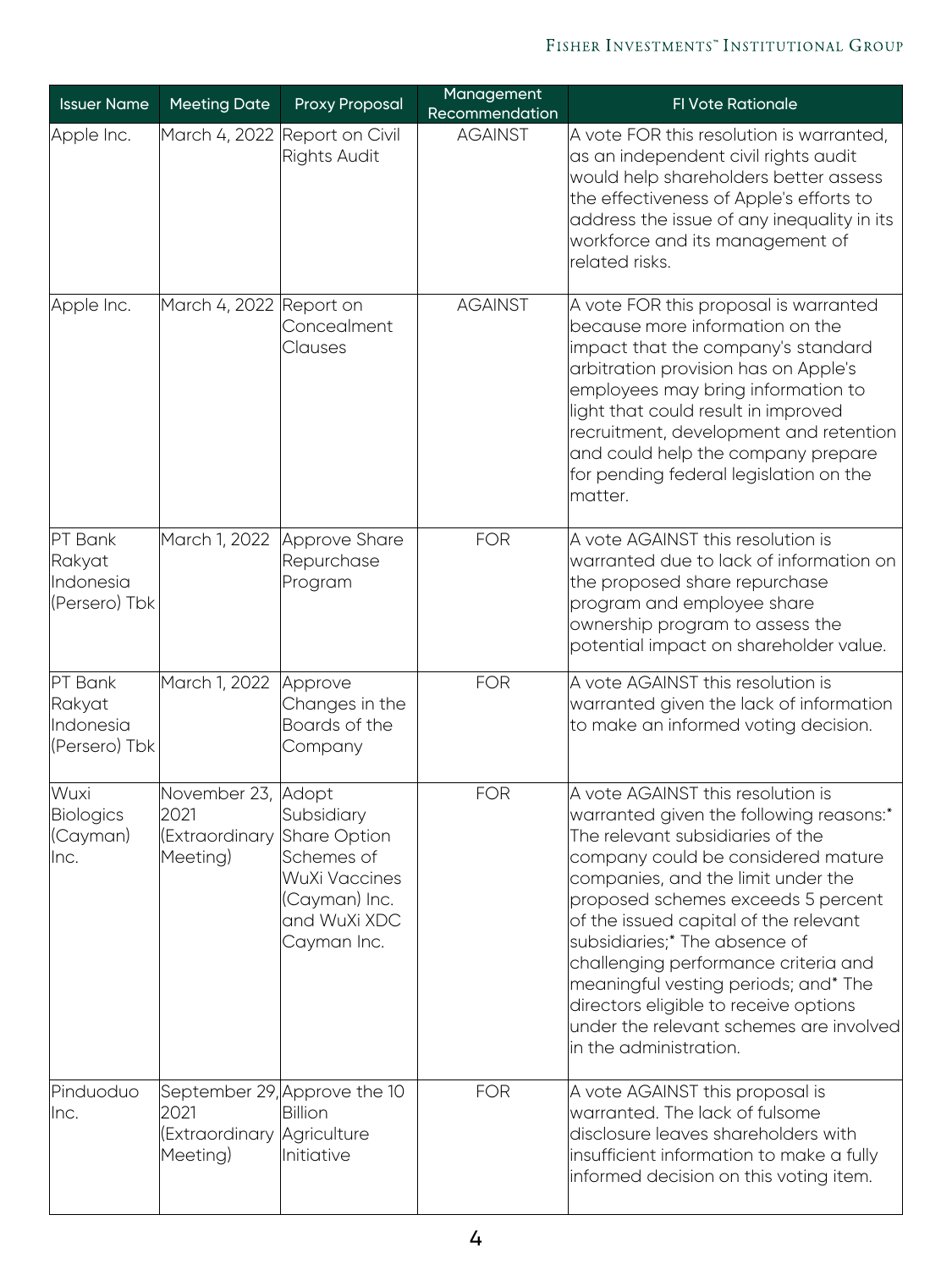| Issuer Name | Meeting Date | Proxy Proposal | Management Recommendation | FI Vote Rationale |
|---|---|---|---|---|
| Apple Inc. | March 4, 2022 | Report on Civil Rights Audit | AGAINST | A vote FOR this resolution is warranted, as an independent civil rights audit would help shareholders better assess the effectiveness of Apple's efforts to address the issue of any inequality in its workforce and its management of related risks. |
| Apple Inc. | March 4, 2022 | Report on Concealment Clauses | AGAINST | A vote FOR this proposal is warranted because more information on the impact that the company's standard arbitration provision has on Apple's employees may bring information to light that could result in improved recruitment, development and retention and could help the company prepare for pending federal legislation on the matter. |
| PT Bank Rakyat Indonesia (Persero) Tbk | March 1, 2022 | Approve Share Repurchase Program | FOR | A vote AGAINST this resolution is warranted due to lack of information on the proposed share repurchase program and employee share ownership program to assess the potential impact on shareholder value. |
| PT Bank Rakyat Indonesia (Persero) Tbk | March 1, 2022 | Approve Changes in the Boards of the Company | FOR | A vote AGAINST this resolution is warranted given the lack of information to make an informed voting decision. |
| Wuxi Biologics (Cayman) Inc. | November 23, 2021 (Extraordinary Meeting) | Adopt Subsidiary Share Option Schemes of WuXi Vaccines (Cayman) Inc. and WuXi XDC Cayman Inc. | FOR | A vote AGAINST this resolution is warranted given the following reasons:* The relevant subsidiaries of the company could be considered mature companies, and the limit under the proposed schemes exceeds 5 percent of the issued capital of the relevant subsidiaries;* The absence of challenging performance criteria and meaningful vesting periods; and* The directors eligible to receive options under the relevant schemes are involved in the administration. |
| Pinduoduo Inc. | September 29, 2021 (Extraordinary Meeting) | Approve the 10 Billion Agriculture Initiative | FOR | A vote AGAINST this proposal is warranted. The lack of fulsome disclosure leaves shareholders with insufficient information to make a fully informed decision on this voting item. |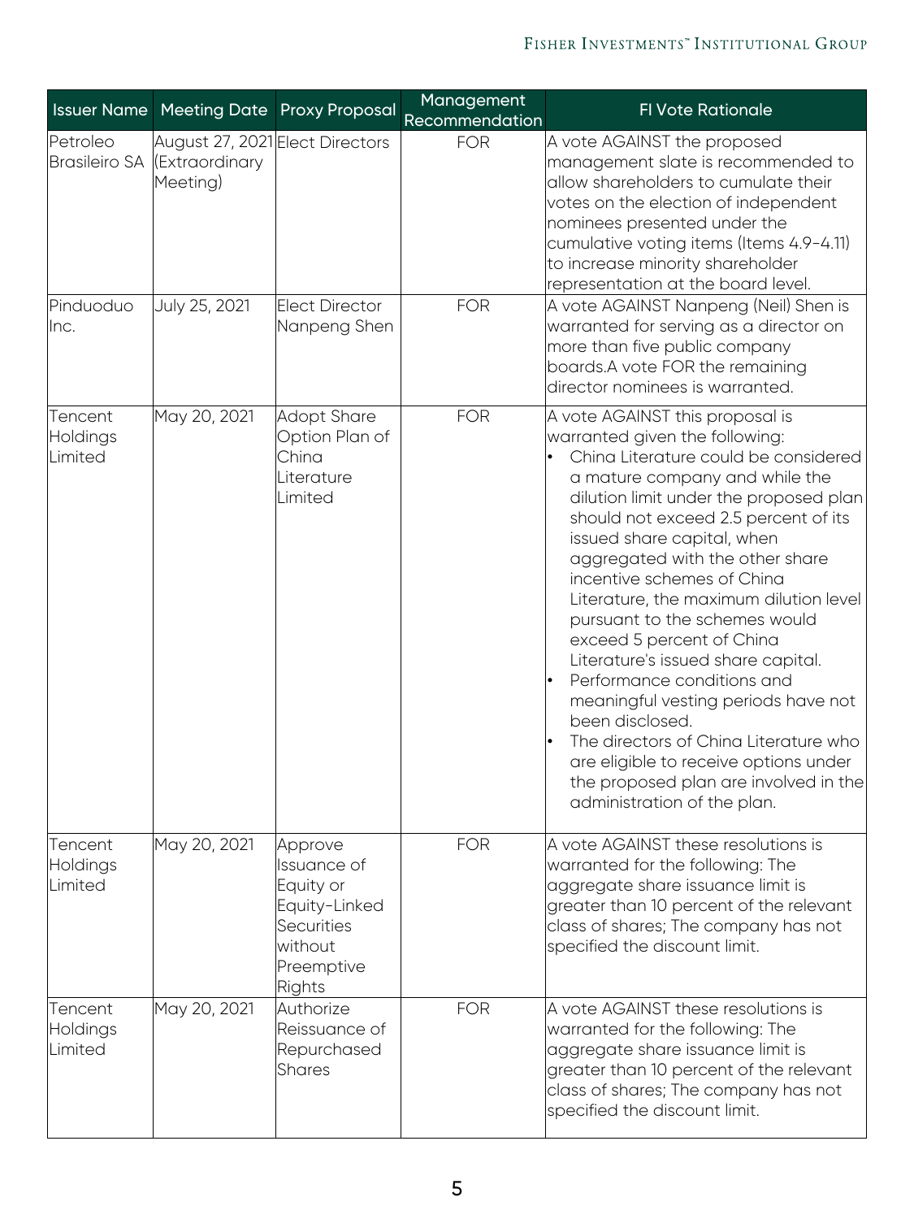| Issuer Name | Meeting Date | Proxy Proposal | Management Recommendation | FI Vote Rationale |
|---|---|---|---|---|
| Petroleo Brasileiro SA | August 27, 2021 (Extraordinary Meeting) | Elect Directors | FOR | A vote AGAINST the proposed management slate is recommended to allow shareholders to cumulate their votes on the election of independent nominees presented under the cumulative voting items (Items 4.9-4.11) to increase minority shareholder representation at the board level. |
| Pinduoduo Inc. | July 25, 2021 | Elect Director Nanpeng Shen | FOR | A vote AGAINST Nanpeng (Neil) Shen is warranted for serving as a director on more than five public company boards.A vote FOR the remaining director nominees is warranted. |
| Tencent Holdings Limited | May 20, 2021 | Adopt Share Option Plan of China Literature Limited | FOR | A vote AGAINST this proposal is warranted given the following:<br>• China Literature could be considered a mature company and while the dilution limit under the proposed plan should not exceed 2.5 percent of its issued share capital, when aggregated with the other share incentive schemes of China Literature, the maximum dilution level pursuant to the schemes would exceed 5 percent of China Literature's issued share capital.<br>• Performance conditions and meaningful vesting periods have not been disclosed.<br>• The directors of China Literature who are eligible to receive options under the proposed plan are involved in the administration of the plan. |
| Tencent Holdings Limited | May 20, 2021 | Approve Issuance of Equity or Equity-Linked Securities without Preemptive Rights | FOR | A vote AGAINST these resolutions is warranted for the following: The aggregate share issuance limit is greater than 10 percent of the relevant class of shares; The company has not specified the discount limit. |
| Tencent Holdings Limited | May 20, 2021 | Authorize Reissuance of Repurchased Shares | FOR | A vote AGAINST these resolutions is warranted for the following: The aggregate share issuance limit is greater than 10 percent of the relevant class of shares; The company has not specified the discount limit. |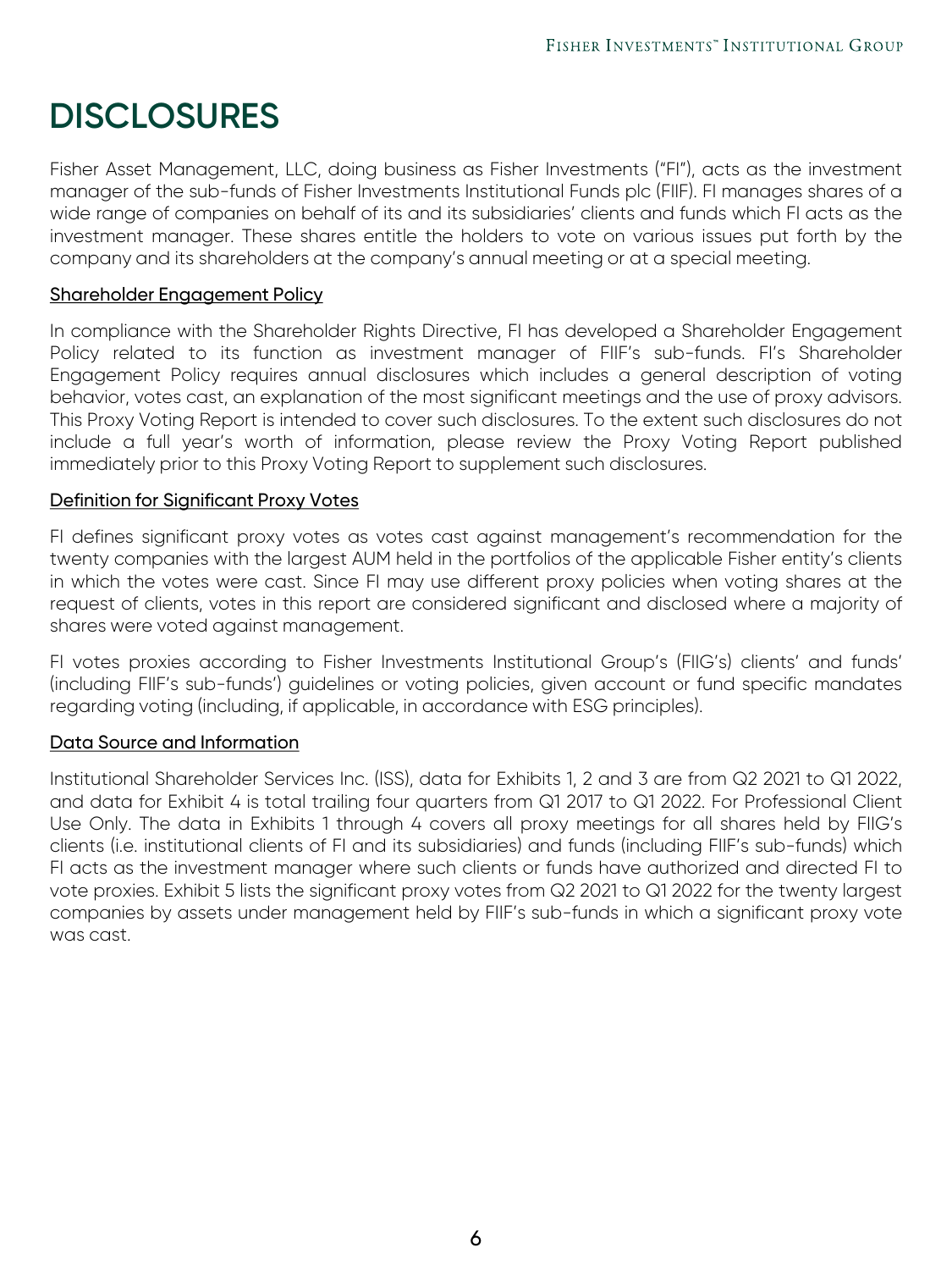# DISCLOSURES

Fisher Asset Management, LLC, doing business as Fisher Investments ("FI"), acts as the investment manager of the sub-funds of Fisher Investments Institutional Funds plc (FIIF). FI manages shares of a wide range of companies on behalf of its and its subsidiaries' clients and funds which FI acts as the investment manager. These shares entitle the holders to vote on various issues put forth by the company and its shareholders at the company's annual meeting or at a special meeting.

## Shareholder Engagement Policy

In compliance with the Shareholder Rights Directive, FI has developed a Shareholder Engagement Policy related to its function as investment manager of FIIF's sub-funds. FI's Shareholder Engagement Policy requires annual disclosures which includes a general description of voting behavior, votes cast, an explanation of the most significant meetings and the use of proxy advisors. This Proxy Voting Report is intended to cover such disclosures. To the extent such disclosures do not include a full year's worth of information, please review the Proxy Voting Report published immediately prior to this Proxy Voting Report to supplement such disclosures.

## Definition for Significant Proxy Votes

FI defines significant proxy votes as votes cast against management's recommendation for the twenty companies with the largest AUM held in the portfolios of the applicable Fisher entity's clients in which the votes were cast. Since FI may use different proxy policies when voting shares at the request of clients, votes in this report are considered significant and disclosed where a majority of shares were voted against management.

FI votes proxies according to Fisher Investments Institutional Group's (FIIG's) clients' and funds' (including FIIF's sub-funds') guidelines or voting policies, given account or fund specific mandates regarding voting (including, if applicable, in accordance with ESG principles).

## Data Source and Information

Institutional Shareholder Services Inc. (ISS), data for Exhibits 1, 2 and 3 are from Q2 2021 to Q1 2022, and data for Exhibit 4 is total trailing four quarters from Q1 2017 to Q1 2022. For Professional Client Use Only. The data in Exhibits 1 through 4 covers all proxy meetings for all shares held by FIIG's clients (i.e. institutional clients of FI and its subsidiaries) and funds (including FIIF's sub-funds) which FI acts as the investment manager where such clients or funds have authorized and directed FI to vote proxies. Exhibit 5 lists the significant proxy votes from Q2 2021 to Q1 2022 for the twenty largest companies by assets under management held by FIIF's sub-funds in which a significant proxy vote was cast.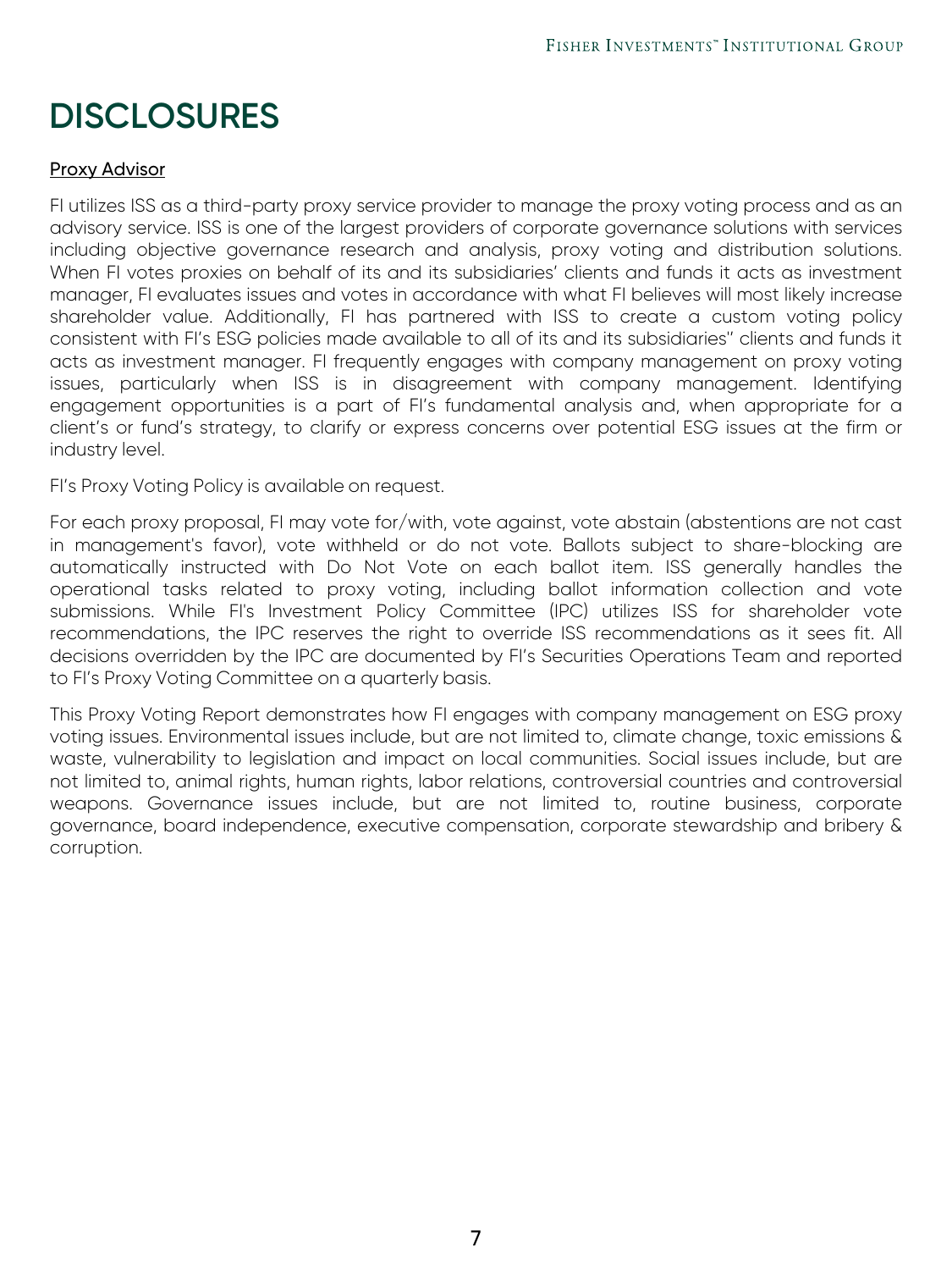# DISCLOSURES

## Proxy Advisor

FI utilizes ISS as a third-party proxy service provider to manage the proxy voting process and as an advisory service. ISS is one of the largest providers of corporate governance solutions with services including objective governance research and analysis, proxy voting and distribution solutions. When FI votes proxies on behalf of its and its subsidiaries' clients and funds it acts as investment manager, FI evaluates issues and votes in accordance with what FI believes will most likely increase shareholder value. Additionally, FI has partnered with ISS to create a custom voting policy consistent with FI's ESG policies made available to all of its and its subsidiaries'' clients and funds it acts as investment manager. FI frequently engages with company management on proxy voting issues, particularly when ISS is in disagreement with company management. Identifying engagement opportunities is a part of FI's fundamental analysis and, when appropriate for a client's or fund's strategy, to clarify or express concerns over potential ESG issues at the firm or industry level.

FI's Proxy Voting Policy is available on request.

For each proxy proposal, FI may vote for/with, vote against, vote abstain (abstentions are not cast in management's favor), vote withheld or do not vote. Ballots subject to share-blocking are automatically instructed with Do Not Vote on each ballot item. ISS generally handles the operational tasks related to proxy voting, including ballot information collection and vote submissions. While FI's Investment Policy Committee (IPC) utilizes ISS for shareholder vote recommendations, the IPC reserves the right to override ISS recommendations as it sees fit. All decisions overridden by the IPC are documented by FI's Securities Operations Team and reported to FI's Proxy Voting Committee on a quarterly basis.

This Proxy Voting Report demonstrates how FI engages with company management on ESG proxy voting issues. Environmental issues include, but are not limited to, climate change, toxic emissions & waste, vulnerability to legislation and impact on local communities. Social issues include, but are not limited to, animal rights, human rights, labor relations, controversial countries and controversial weapons. Governance issues include, but are not limited to, routine business, corporate governance, board independence, executive compensation, corporate stewardship and bribery & corruption.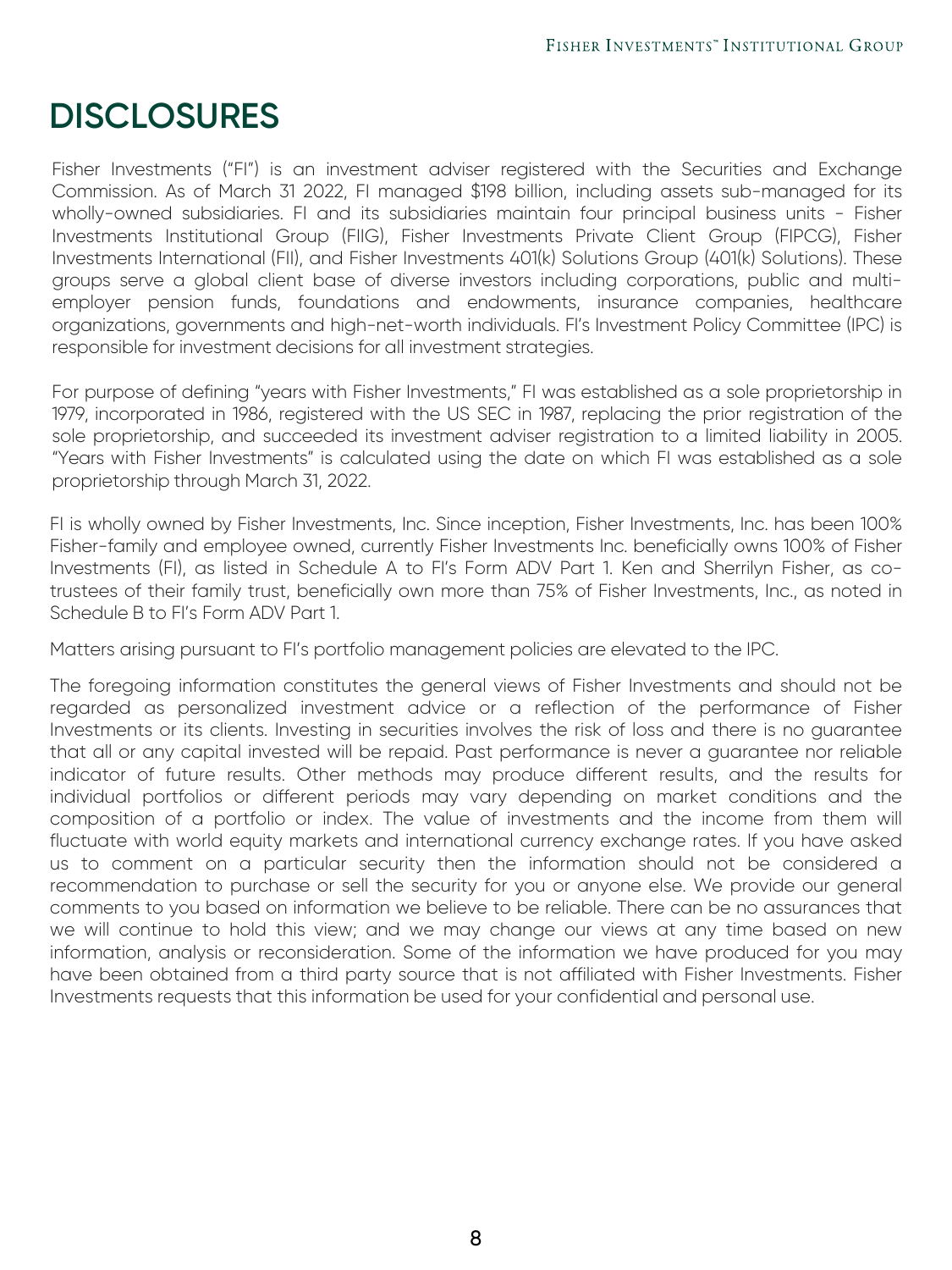# DISCLOSURES

Fisher Investments ("FI") is an investment adviser registered with the Securities and Exchange Commission. As of March 31 2022, FI managed $198 billion, including assets sub-managed for its wholly-owned subsidiaries. FI and its subsidiaries maintain four principal business units - Fisher Investments Institutional Group (FIIG), Fisher Investments Private Client Group (FIPCG), Fisher Investments International (FII), and Fisher Investments 401(k) Solutions Group (401(k) Solutions). These groups serve a global client base of diverse investors including corporations, public and multi-employer pension funds, foundations and endowments, insurance companies, healthcare organizations, governments and high-net-worth individuals. FI's Investment Policy Committee (IPC) is responsible for investment decisions for all investment strategies.

For purpose of defining "years with Fisher Investments," FI was established as a sole proprietorship in 1979, incorporated in 1986, registered with the US SEC in 1987, replacing the prior registration of the sole proprietorship, and succeeded its investment adviser registration to a limited liability in 2005. "Years with Fisher Investments" is calculated using the date on which FI was established as a sole proprietorship through March 31, 2022.

FI is wholly owned by Fisher Investments, Inc. Since inception, Fisher Investments, Inc. has been 100% Fisher-family and employee owned, currently Fisher Investments Inc. beneficially owns 100% of Fisher Investments (FI), as listed in Schedule A to FI's Form ADV Part 1. Ken and Sherrilyn Fisher, as co-trustees of their family trust, beneficially own more than 75% of Fisher Investments, Inc., as noted in Schedule B to FI's Form ADV Part 1.

Matters arising pursuant to FI's portfolio management policies are elevated to the IPC.

The foregoing information constitutes the general views of Fisher Investments and should not be regarded as personalized investment advice or a reflection of the performance of Fisher Investments or its clients. Investing in securities involves the risk of loss and there is no guarantee that all or any capital invested will be repaid. Past performance is never a guarantee nor reliable indicator of future results. Other methods may produce different results, and the results for individual portfolios or different periods may vary depending on market conditions and the composition of a portfolio or index. The value of investments and the income from them will fluctuate with world equity markets and international currency exchange rates. If you have asked us to comment on a particular security then the information should not be considered a recommendation to purchase or sell the security for you or anyone else. We provide our general comments to you based on information we believe to be reliable. There can be no assurances that we will continue to hold this view; and we may change our views at any time based on new information, analysis or reconsideration. Some of the information we have produced for you may have been obtained from a third party source that is not affiliated with Fisher Investments. Fisher Investments requests that this information be used for your confidential and personal use.